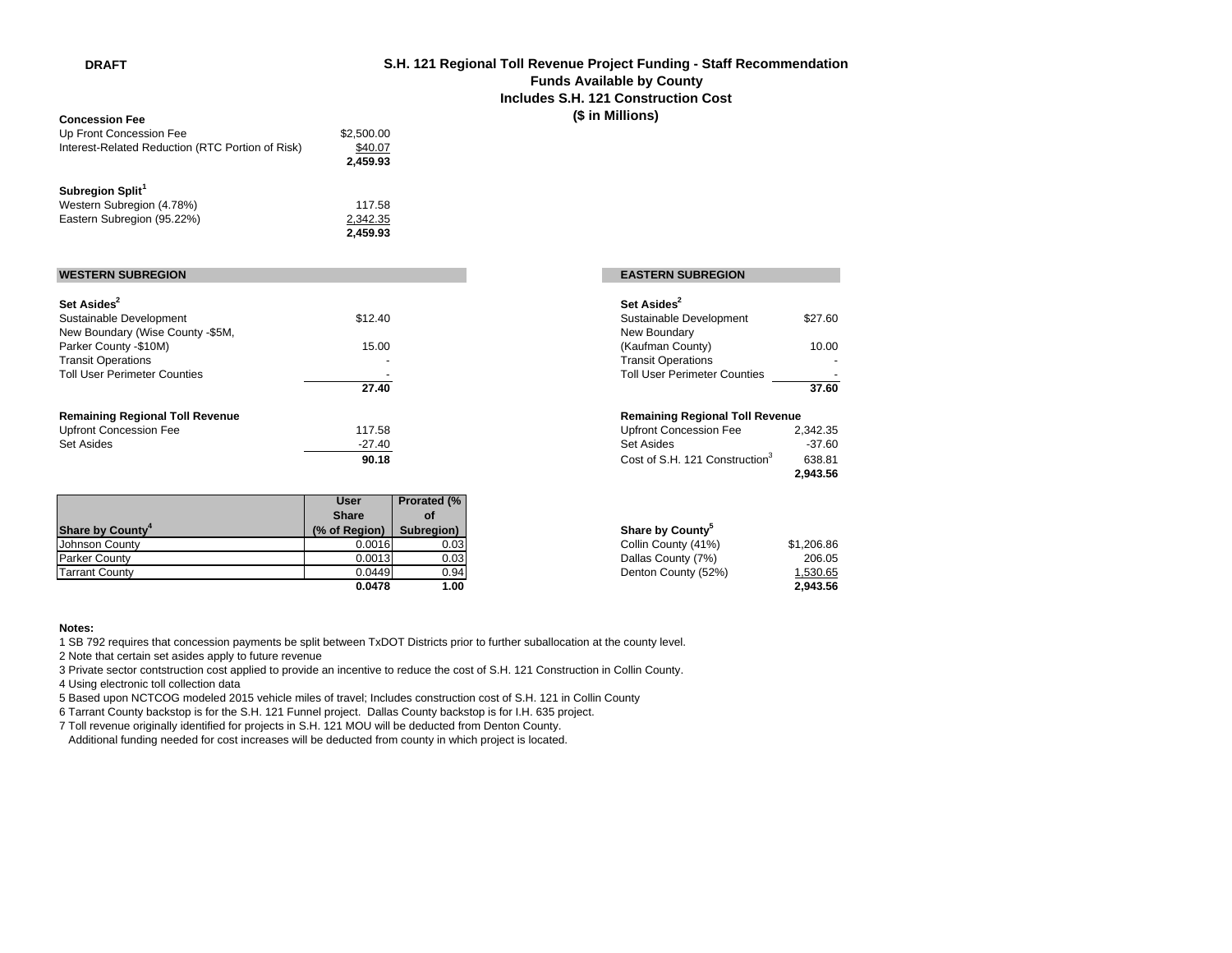**DRAFT**

# S.H. 121 Regional Toll Revenue Project Funding - Staff Recommendation
## Funds Available by County
## Includes S.H. 121 Construction Cost
## ($ in Millions)

**Concession Fee**

| | |
|---|---|
| Up Front Concession Fee | $2,500.00 |
| Interest-Related Reduction (RTC Portion of Risk) | $40.07 |
| | **2,459.93** |

**Subregion Split[1]**

| | |
|---|---|
| Western Subregion (4.78%) | 117.58 |
| Eastern Subregion (95.22%) | 2,342.35 |
| | **2,459.93** |

### WESTERN SUBREGION

**Set Asides[2]**

| | |
|---|---|
| Sustainable Development | $12.40 |
| New Boundary (Wise County -$5M, Parker County -$10M) | 15.00 |
| Transit Operations | - |
| Toll User Perimeter Counties | - |
| | **27.40** |

**Remaining Regional Toll Revenue**

| | |
|---|---|
| Upfront Concession Fee | 117.58 |
| Set Asides | -27.40 |
| | **90.18** |

| Share by County[4] | User Share (% of Region) | Prorated (% of Subregion) |
|---|---|---|
| Johnson County | 0.0016 | 0.03 |
| Parker County | 0.0013 | 0.03 |
| Tarrant County | 0.0449 | 0.94 |
| | **0.0478** | **1.00** |

### EASTERN SUBREGION

**Set Asides[2]**

| | |
|---|---|
| Sustainable Development | $27.60 |
| New Boundary (Kaufman County) | 10.00 |
| Transit Operations | - |
| Toll User Perimeter Counties | - |
| | **37.60** |

**Remaining Regional Toll Revenue**

| | |
|---|---|
| Upfront Concession Fee | 2,342.35 |
| Set Asides | -37.60 |
| Cost of S.H. 121 Construction[3] | 638.81 |
| | **2,943.56** |

| Share by County[5] | |
|---|---|
| Collin County (41%) | $1,206.86 |
| Dallas County (7%) | 206.05 |
| Denton County (52%) | 1,530.65 |
| | **2,943.56** |

**Notes:**

1 SB 792 requires that concession payments be split between TxDOT Districts prior to further suballocation at the county level.

2 Note that certain set asides apply to future revenue

3 Private sector contstruction cost applied to provide an incentive to reduce the cost of S.H. 121 Construction in Collin County.

4 Using electronic toll collection data

5 Based upon NCTCOG modeled 2015 vehicle miles of travel; Includes construction cost of S.H. 121 in Collin County

6 Tarrant County backstop is for the S.H. 121 Funnel project. Dallas County backstop is for I.H. 635 project.

7 Toll revenue originally identified for projects in S.H. 121 MOU will be deducted from Denton County.
Additional funding needed for cost increases will be deducted from county in which project is located.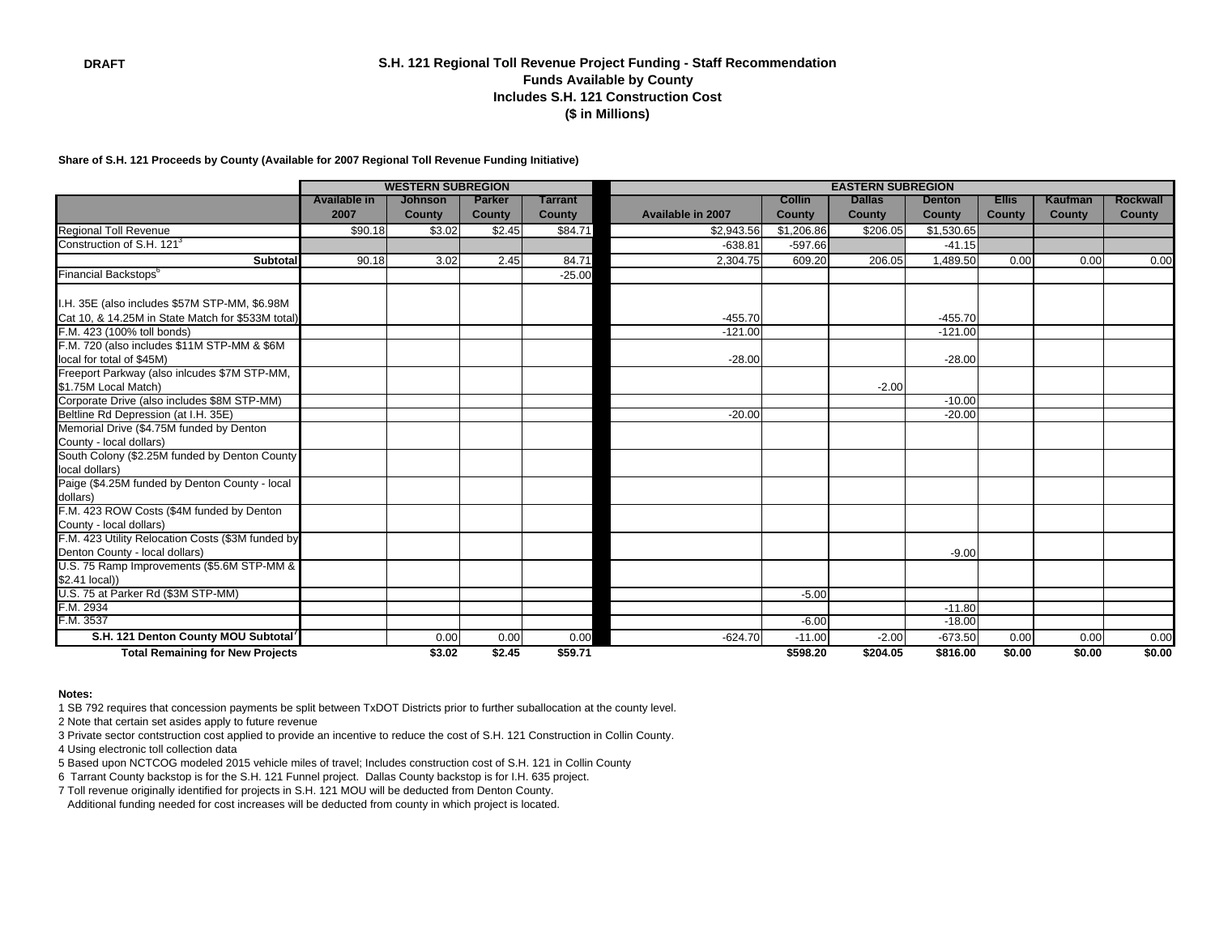DRAFT

# S.H. 121 Regional Toll Revenue Project Funding - Staff Recommendation
## Funds Available by County
## Includes S.H. 121 Construction Cost
## ($ in Millions)

**Share of S.H. 121 Proceeds by County (Available for 2007 Regional Toll Revenue Funding Initiative)**

| | WESTERN SUBREGION | | | | | EASTERN SUBREGION | | | | | | |
|---|---|---|---|---|---|---|---|---|---|---|---|---|
| | Available in 2007 | Johnson County | Parker County | Tarrant County | | Available in 2007 | Collin County | Dallas County | Denton County | Ellis County | Kaufman County | Rockwall County |
| Regional Toll Revenue | $90.18 | $3.02 | $2.45 | $84.71 | | $2,943.56 | $1,206.86 | $206.05 | $1,530.65 | | | |
| Construction of S.H. 121[3] | | | | | | -638.81 | -597.66 | | -41.15 | | | |
| **Subtotal** | 90.18 | 3.02 | 2.45 | 84.71 | | 2,304.75 | 609.20 | 206.05 | 1,489.50 | 0.00 | 0.00 | 0.00 |
| Financial Backstops[6] | | | | -25.00 | | | | | | | | |
| I.H. 35E (also includes $57M STP-MM, $6.98M Cat 10, & 14.25M in State Match for $533M total) | | | | | | -455.70 | | | -455.70 | | | |
| F.M. 423 (100% toll bonds) | | | | | | -121.00 | | | -121.00 | | | |
| F.M. 720 (also includes $11M STP-MM & $6M local for total of $45M) | | | | | | -28.00 | | | -28.00 | | | |
| Freeport Parkway (also inlcudes $7M STP-MM, $1.75M Local Match) | | | | | | | | -2.00 | | | | |
| Corporate Drive (also includes $8M STP-MM) | | | | | | | | | -10.00 | | | |
| Beltline Rd Depression (at I.H. 35E) | | | | | | -20.00 | | | -20.00 | | | |
| Memorial Drive ($4.75M funded by Denton County - local dollars) | | | | | | | | | | | | |
| South Colony ($2.25M funded by Denton County local dollars) | | | | | | | | | | | | |
| Paige ($4.25M funded by Denton County - local dollars) | | | | | | | | | | | | |
| F.M. 423 ROW Costs ($4M funded by Denton County - local dollars) | | | | | | | | | | | | |
| F.M. 423 Utility Relocation Costs ($3M funded by Denton County - local dollars) | | | | | | | | | -9.00 | | | |
| U.S. 75 Ramp Improvements ($5.6M STP-MM & $2.41 local)) | | | | | | | | | | | | |
| U.S. 75 at Parker Rd ($3M STP-MM) | | | | | | | -5.00 | | | | | |
| F.M. 2934 | | | | | | | | | -11.80 | | | |
| F.M. 3537 | | | | | | | -6.00 | | -18.00 | | | |
| **S.H. 121 Denton County MOU Subtotal[7]** | | 0.00 | 0.00 | 0.00 | | -624.70 | -11.00 | -2.00 | -673.50 | 0.00 | 0.00 | 0.00 |
| **Total Remaining for New Projects** | | **$3.02** | **$2.45** | **$59.71** | | | **$598.20** | **$204.05** | **$816.00** | **$0.00** | **$0.00** | **$0.00** |

**Notes:**

1 SB 792 requires that concession payments be split between TxDOT Districts prior to further suballocation at the county level.

2 Note that certain set asides apply to future revenue

3 Private sector contstruction cost applied to provide an incentive to reduce the cost of S.H. 121 Construction in Collin County.

4 Using electronic toll collection data

5 Based upon NCTCOG modeled 2015 vehicle miles of travel; Includes construction cost of S.H. 121 in Collin County

6 Tarrant County backstop is for the S.H. 121 Funnel project. Dallas County backstop is for I.H. 635 project.

7 Toll revenue originally identified for projects in S.H. 121 MOU will be deducted from Denton County.
Additional funding needed for cost increases will be deducted from county in which project is located.